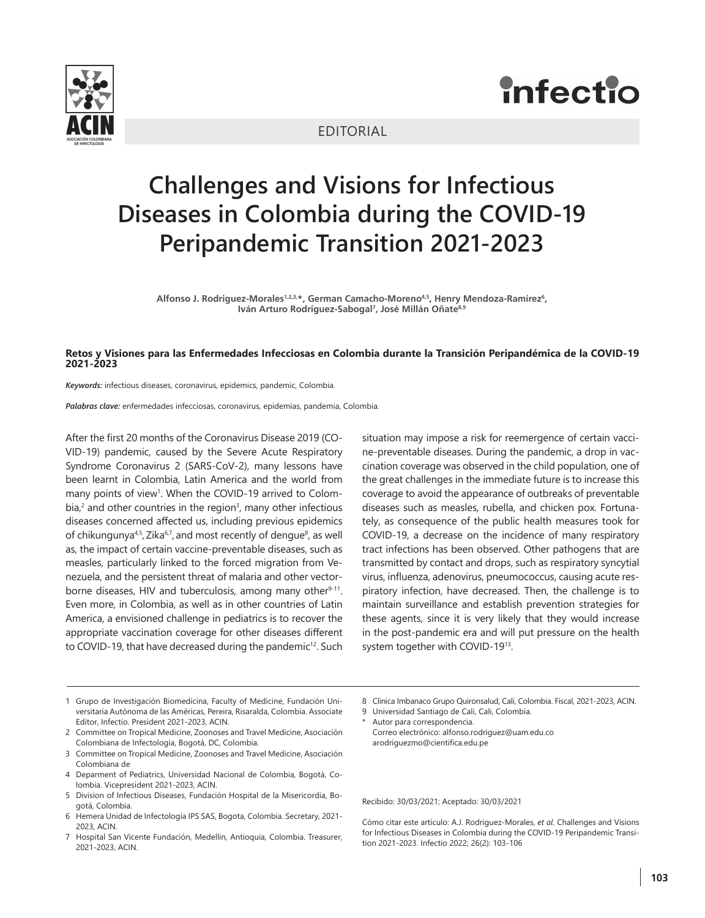EDITORIAL

# Challenges and Visions for Infectious Diseases in Colombia during the COVID-19 Peripandemic Transition 2021-2023

**Alfonso J. Rodriguez-Morales[1,2,3,*], German Camacho-Moreno[4,5], Henry Mendoza-Ramírez[6], Iván Arturo Rodríguez-Sabogal[7], José Millán Oñate[8,9]**

**Retos y Visiones para las Enfermedades Infecciosas en Colombia durante la Transición Peripandémica de la COVID-19 2021-2023**

***Keywords:*** infectious diseases, coronavirus, epidemics, pandemic, Colombia.

***Palabras clave:*** enfermedades infecciosas, coronavirus, epidemias, pandemia, Colombia.

After the first 20 months of the Coronavirus Disease 2019 (COVID-19) pandemic, caused by the Severe Acute Respiratory Syndrome Coronavirus 2 (SARS-CoV-2), many lessons have been learnt in Colombia, Latin America and the world from many points of view[1]. When the COVID-19 arrived to Colombia,[2] and other countries in the region[3], many other infectious diseases concerned affected us, including previous epidemics of chikungunya[4,5], Zika[6,7], and most recently of dengue[8], as well as, the impact of certain vaccine-preventable diseases, such as measles, particularly linked to the forced migration from Venezuela, and the persistent threat of malaria and other vector-borne diseases, HIV and tuberculosis, among many other[9-11]. Even more, in Colombia, as well as in other countries of Latin America, a envisioned challenge in pediatrics is to recover the appropriate vaccination coverage for other diseases different to COVID-19, that have decreased during the pandemic[12]. Such situation may impose a risk for reemergence of certain vaccine-preventable diseases. During the pandemic, a drop in vaccination coverage was observed in the child population, one of the great challenges in the immediate future is to increase this coverage to avoid the appearance of outbreaks of preventable diseases such as measles, rubella, and chicken pox. Fortunately, as consequence of the public health measures took for COVID-19, a decrease on the incidence of many respiratory tract infections has been observed. Other pathogens that are transmitted by contact and drops, such as respiratory syncytial virus, influenza, adenovirus, pneumococcus, causing acute respiratory infection, have decreased. Then, the challenge is to maintain surveillance and establish prevention strategies for these agents, since it is very likely that they would increase in the post-pandemic era and will put pressure on the health system together with COVID-19[13].

---

1 Grupo de Investigación Biomedicina, Faculty of Medicine, Fundación Universitaria Autónoma de las Américas, Pereira, Risaralda, Colombia. Associate Editor, Infectio. President 2021-2023, ACIN.

2 Committee on Tropical Medicine, Zoonoses and Travel Medicine, Asociación Colombiana de Infectología, Bogotá, DC, Colombia.

3 Committee on Tropical Medicine, Zoonoses and Travel Medicine, Asociación Colombiana de

4 Deparment of Pediatrics, Universidad Nacional de Colombia, Bogotá, Colombia. Vicepresident 2021-2023, ACIN.

5 Division of Infectious Diseases, Fundación Hospital de la Misericordia, Bogotá, Colombia.

6 Hemera Unidad de Infectología IPS SAS, Bogota, Colombia. Secretary, 2021-2023, ACIN.

7 Hospital San Vicente Fundación, Medellin, Antioquia, Colombia. Treasurer, 2021-2023, ACIN.

8 Clinica Imbanaco Grupo Quironsalud, Cali, Colombia. Fiscal, 2021-2023, ACIN.

9 Universidad Santiago de Cali, Cali, Colombia.

\* Autor para correspondencia.
Correo electrónico: alfonso.rodriguez@uam.edu.co
arodriguezmo@cientifica.edu.pe

Recibido: 30/03/2021; Aceptado: 30/03/2021

Cómo citar este artículo: A.J. Rodriguez-Morales, *et al*. Challenges and Visions for Infectious Diseases in Colombia during the COVID-19 Peripandemic Transition 2021-2023. Infectio 2022; 26(2): 103-106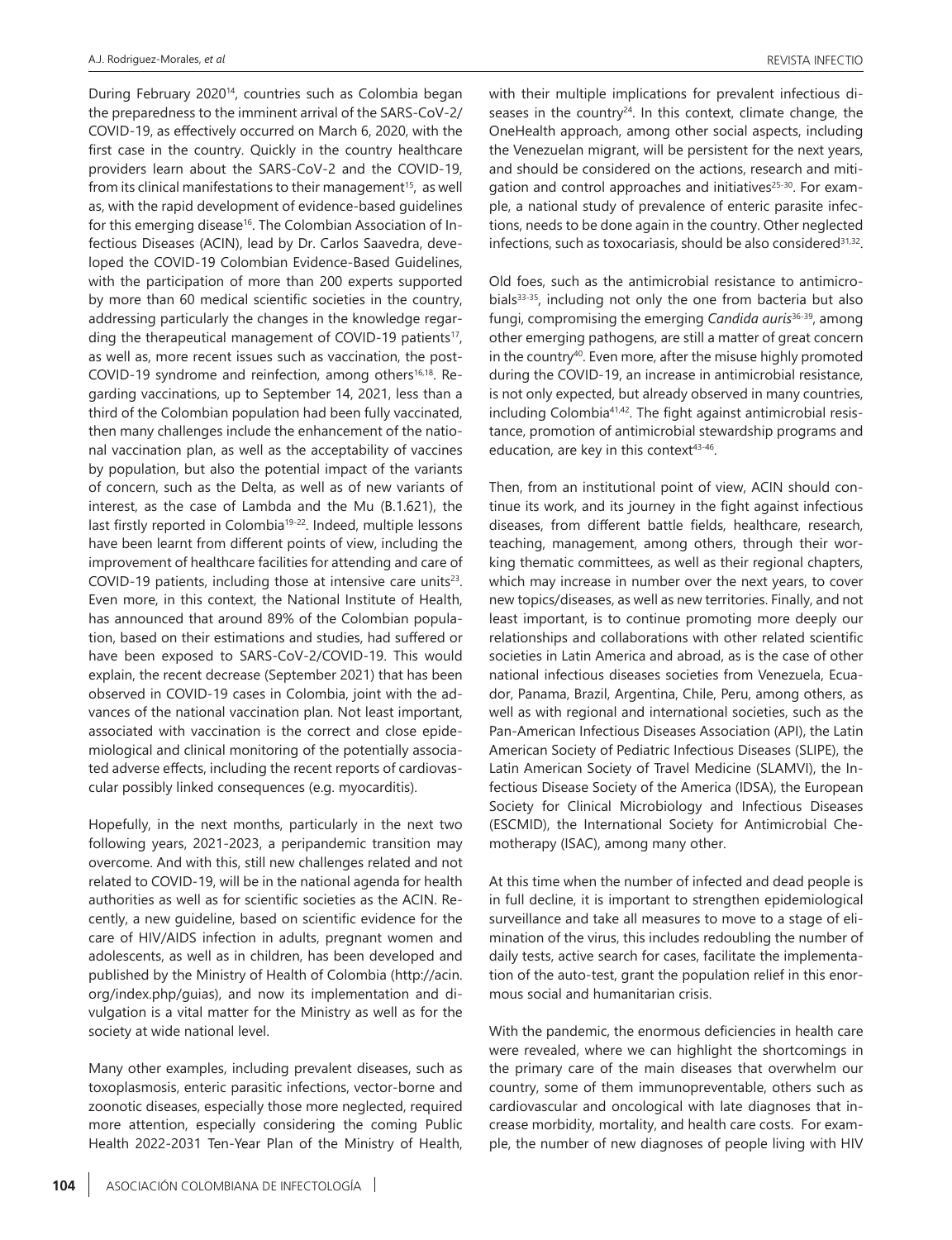During February 2020[14], countries such as Colombia began the preparedness to the imminent arrival of the SARS-CoV-2/ COVID-19, as effectively occurred on March 6, 2020, with the first case in the country. Quickly in the country healthcare providers learn about the SARS-CoV-2 and the COVID-19, from its clinical manifestations to their management[15], as well as, with the rapid development of evidence-based guidelines for this emerging disease[16]. The Colombian Association of Infectious Diseases (ACIN), lead by Dr. Carlos Saavedra, developed the COVID-19 Colombian Evidence-Based Guidelines, with the participation of more than 200 experts supported by more than 60 medical scientific societies in the country, addressing particularly the changes in the knowledge regarding the therapeutical management of COVID-19 patients[17], as well as, more recent issues such as vaccination, the post-COVID-19 syndrome and reinfection, among others[16,18]. Regarding vaccinations, up to September 14, 2021, less than a third of the Colombian population had been fully vaccinated, then many challenges include the enhancement of the national vaccination plan, as well as the acceptability of vaccines by population, but also the potential impact of the variants of concern, such as the Delta, as well as of new variants of interest, as the case of Lambda and the Mu (B.1.621), the last firstly reported in Colombia[19-22]. Indeed, multiple lessons have been learnt from different points of view, including the improvement of healthcare facilities for attending and care of COVID-19 patients, including those at intensive care units[23]. Even more, in this context, the National Institute of Health, has announced that around 89% of the Colombian population, based on their estimations and studies, had suffered or have been exposed to SARS-CoV-2/COVID-19. This would explain, the recent decrease (September 2021) that has been observed in COVID-19 cases in Colombia, joint with the advances of the national vaccination plan. Not least important, associated with vaccination is the correct and close epidemiological and clinical monitoring of the potentially associated adverse effects, including the recent reports of cardiovascular possibly linked consequences (e.g. myocarditis).

Hopefully, in the next months, particularly in the next two following years, 2021-2023, a peripandemic transition may overcome. And with this, still new challenges related and not related to COVID-19, will be in the national agenda for health authorities as well as for scientific societies as the ACIN. Recently, a new guideline, based on scientific evidence for the care of HIV/AIDS infection in adults, pregnant women and adolescents, as well as in children, has been developed and published by the Ministry of Health of Colombia (http://acin.org/index.php/guias), and now its implementation and divulgation is a vital matter for the Ministry as well as for the society at wide national level.

Many other examples, including prevalent diseases, such as toxoplasmosis, enteric parasitic infections, vector-borne and zoonotic diseases, especially those more neglected, required more attention, especially considering the coming Public Health 2022-2031 Ten-Year Plan of the Ministry of Health, with their multiple implications for prevalent infectious diseases in the country[24]. In this context, climate change, the OneHealth approach, among other social aspects, including the Venezuelan migrant, will be persistent for the next years, and should be considered on the actions, research and mitigation and control approaches and initiatives[25-30]. For example, a national study of prevalence of enteric parasite infections, needs to be done again in the country. Other neglected infections, such as toxocariasis, should be also considered[31,32].

Old foes, such as the antimicrobial resistance to antimicrobials[33-35], including not only the one from bacteria but also fungi, compromising the emerging *Candida auris*[36-39], among other emerging pathogens, are still a matter of great concern in the country[40]. Even more, after the misuse highly promoted during the COVID-19, an increase in antimicrobial resistance, is not only expected, but already observed in many countries, including Colombia[41,42]. The fight against antimicrobial resistance, promotion of antimicrobial stewardship programs and education, are key in this context[43-46].

Then, from an institutional point of view, ACIN should continue its work, and its journey in the fight against infectious diseases, from different battle fields, healthcare, research, teaching, management, among others, through their working thematic committees, as well as their regional chapters, which may increase in number over the next years, to cover new topics/diseases, as well as new territories. Finally, and not least important, is to continue promoting more deeply our relationships and collaborations with other related scientific societies in Latin America and abroad, as is the case of other national infectious diseases societies from Venezuela, Ecuador, Panama, Brazil, Argentina, Chile, Peru, among others, as well as with regional and international societies, such as the Pan-American Infectious Diseases Association (API), the Latin American Society of Pediatric Infectious Diseases (SLIPE), the Latin American Society of Travel Medicine (SLAMVI), the Infectious Disease Society of the America (IDSA), the European Society for Clinical Microbiology and Infectious Diseases (ESCMID), the International Society for Antimicrobial Chemotherapy (ISAC), among many other.

At this time when the number of infected and dead people is in full decline, it is important to strengthen epidemiological surveillance and take all measures to move to a stage of elimination of the virus, this includes redoubling the number of daily tests, active search for cases, facilitate the implementation of the auto-test, grant the population relief in this enormous social and humanitarian crisis.

With the pandemic, the enormous deficiencies in health care were revealed, where we can highlight the shortcomings in the primary care of the main diseases that overwhelm our country, some of them immunopreventable, others such as cardiovascular and oncological with late diagnoses that increase morbidity, mortality, and health care costs. For example, the number of new diagnoses of people living with HIV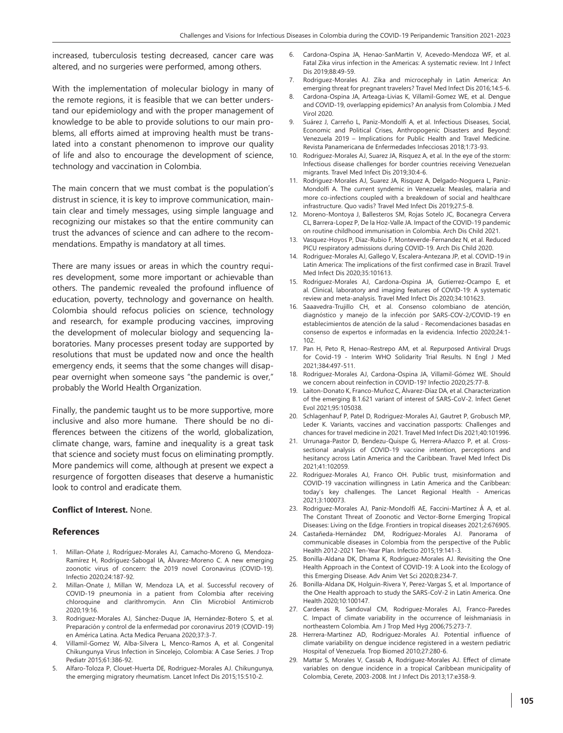increased, tuberculosis testing decreased, cancer care was altered, and no surgeries were performed, among others.

With the implementation of molecular biology in many of the remote regions, it is feasible that we can better understand our epidemiology and with the proper management of knowledge to be able to provide solutions to our main problems, all efforts aimed at improving health must be translated into a constant phenomenon to improve our quality of life and also to encourage the development of science, technology and vaccination in Colombia.

The main concern that we must combat is the population's distrust in science, it is key to improve communication, maintain clear and timely messages, using simple language and recognizing our mistakes so that the entire community can trust the advances of science and can adhere to the recommendations. Empathy is mandatory at all times.

There are many issues or areas in which the country requires development, some more important or achievable than others. The pandemic revealed the profound influence of education, poverty, technology and governance on health. Colombia should refocus policies on science, technology and research, for example producing vaccines, improving the development of molecular biology and sequencing laboratories. Many processes present today are supported by resolutions that must be updated now and once the health emergency ends, it seems that the some changes will disappear overnight when someone says "the pandemic is over," probably the World Health Organization.

Finally, the pandemic taught us to be more supportive, more inclusive and also more humane. There should be no differences between the citizens of the world, globalization, climate change, wars, famine and inequality is a great task that science and society must focus on eliminating promptly. More pandemics will come, although at present we expect a resurgence of forgotten diseases that deserve a humanistic look to control and eradicate them.

**Conflict of Interest.** None.

## References

1. Millan-Oñate J, Rodríguez-Morales AJ, Camacho-Moreno G, Mendoza-Ramírez H, Rodríguez-Sabogal IA, Álvarez-Moreno C. A new emerging zoonotic virus of concern: the 2019 novel Coronavirus (COVID-19). Infectio 2020;24:187-92.
2. Millan-Onate J, Millan W, Mendoza LA, et al. Successful recovery of COVID-19 pneumonia in a patient from Colombia after receiving chloroquine and clarithromycin. Ann Clin Microbiol Antimicrob 2020;19:16.
3. Rodriguez-Morales AJ, Sánchez-Duque JA, Hernández-Botero S, et al. Preparación y control de la enfermedad por coronavirus 2019 (COVID-19) en América Latina. Acta Medica Peruana 2020;37:3-7.
4. Villamil-Gomez W, Alba-Silvera L, Menco-Ramos A, et al. Congenital Chikungunya Virus Infection in Sincelejo, Colombia: A Case Series. J Trop Pediatr 2015;61:386-92.
5. Alfaro-Toloza P, Clouet-Huerta DE, Rodriguez-Morales AJ. Chikungunya, the emerging migratory rheumatism. Lancet Infect Dis 2015;15:510-2.
6. Cardona-Ospina JA, Henao-SanMartin V, Acevedo-Mendoza WF, et al. Fatal Zika virus infection in the Americas: A systematic review. Int J Infect Dis 2019;88:49-59.
7. Rodriguez-Morales AJ. Zika and microcephaly in Latin America: An emerging threat for pregnant travelers? Travel Med Infect Dis 2016;14:5-6.
8. Cardona-Ospina JA, Arteaga-Livias K, Villamil-Gomez WE, et al. Dengue and COVID-19, overlapping epidemics? An analysis from Colombia. J Med Virol 2020.
9. Suárez J, Carreño L, Paniz-Mondolfi A, et al. Infectious Diseases, Social, Economic and Political Crises, Anthropogenic Disasters and Beyond: Venezuela 2019 – Implications for Public Health and Travel Medicine. Revista Panamericana de Enfermedades Infecciosas 2018;1:73-93.
10. Rodriguez-Morales AJ, Suarez JA, Risquez A, et al. In the eye of the storm: Infectious disease challenges for border countries receiving Venezuelan migrants. Travel Med Infect Dis 2019;30:4-6.
11. Rodriguez-Morales AJ, Suarez JA, Risquez A, Delgado-Noguera L, Paniz-Mondolfi A. The current syndemic in Venezuela: Measles, malaria and more co-infections coupled with a breakdown of social and healthcare infrastructure. Quo vadis? Travel Med Infect Dis 2019;27:5-8.
12. Moreno-Montoya J, Ballesteros SM, Rojas Sotelo JC, Bocanegra Cervera CL, Barrera-Lopez P, De la Hoz-Valle JA. Impact of the COVID-19 pandemic on routine childhood immunisation in Colombia. Arch Dis Child 2021.
13. Vasquez-Hoyos P, Diaz-Rubio F, Monteverde-Fernandez N, et al. Reduced PICU respiratory admissions during COVID-19. Arch Dis Child 2020.
14. Rodriguez-Morales AJ, Gallego V, Escalera-Antezana JP, et al. COVID-19 in Latin America: The implications of the first confirmed case in Brazil. Travel Med Infect Dis 2020;35:101613.
15. Rodriguez-Morales AJ, Cardona-Ospina JA, Gutierrez-Ocampo E, et al. Clinical, laboratory and imaging features of COVID-19: A systematic review and meta-analysis. Travel Med Infect Dis 2020;34:101623.
16. Saaavedra-Trujillo CH, et al. Consenso colombiano de atención, diagnóstico y manejo de la infección por SARS-COV-2/COVID-19 en establecimientos de atención de la salud - Recomendaciones basadas en consenso de expertos e informadas en la evidencia. Infectio 2020;24:1-102.
17. Pan H, Peto R, Henao-Restrepo AM, et al. Repurposed Antiviral Drugs for Covid-19 - Interim WHO Solidarity Trial Results. N Engl J Med 2021;384:497-511.
18. Rodriguez-Morales AJ, Cardona-Ospina JA, Villamil-Gómez WE. Should we concern about reinfection in COVID-19? Infectio 2020;25:77-8.
19. Laiton-Donato K, Franco-Muñoz C, Álvarez-Díaz DA, et al. Characterization of the emerging B.1.621 variant of interest of SARS-CoV-2. Infect Genet Evol 2021;95:105038.
20. Schlagenhauf P, Patel D, Rodriguez-Morales AJ, Gautret P, Grobusch MP, Leder K. Variants, vaccines and vaccination passports: Challenges and chances for travel medicine in 2021. Travel Med Infect Dis 2021;40:101996.
21. Urrunaga-Pastor D, Bendezu-Quispe G, Herrera-Añazco P, et al. Cross-sectional analysis of COVID-19 vaccine intention, perceptions and hesitancy across Latin America and the Caribbean. Travel Med Infect Dis 2021;41:102059.
22. Rodriguez-Morales AJ, Franco OH. Public trust, misinformation and COVID-19 vaccination willingness in Latin America and the Caribbean: today's key challenges. The Lancet Regional Health - Americas 2021;3:100073.
23. Rodriguez-Morales AJ, Paniz-Mondolfi AE, Faccini-Martínez Á A, et al. The Constant Threat of Zoonotic and Vector-Borne Emerging Tropical Diseases: Living on the Edge. Frontiers in tropical diseases 2021;2:676905.
24. Castañeda-Hernández DM, Rodríguez-Morales AJ. Panorama of communicable diseases in Colombia from the perspective of the Public Health 2012-2021 Ten-Year Plan. Infectio 2015;19:141-3.
25. Bonilla-Aldana DK, Dhama K, Rodriguez-Morales AJ. Revisiting the One Health Approach in the Context of COVID-19: A Look into the Ecology of this Emerging Disease. Adv Anim Vet Sci 2020;8:234-7.
26. Bonilla-Aldana DK, Holguin-Rivera Y, Perez-Vargas S, et al. Importance of the One Health approach to study the SARS-CoV-2 in Latin America. One Health 2020;10:100147.
27. Cardenas R, Sandoval CM, Rodriguez-Morales AJ, Franco-Paredes C. Impact of climate variability in the occurrence of leishmaniasis in northeastern Colombia. Am J Trop Med Hyg 2006;75:273-7.
28. Herrera-Martinez AD, Rodriguez-Morales AJ. Potential influence of climate variability on dengue incidence registered in a western pediatric Hospital of Venezuela. Trop Biomed 2010;27:280-6.
29. Mattar S, Morales V, Cassab A, Rodriguez-Morales AJ. Effect of climate variables on dengue incidence in a tropical Caribbean municipality of Colombia, Cerete, 2003-2008. Int J Infect Dis 2013;17:e358-9.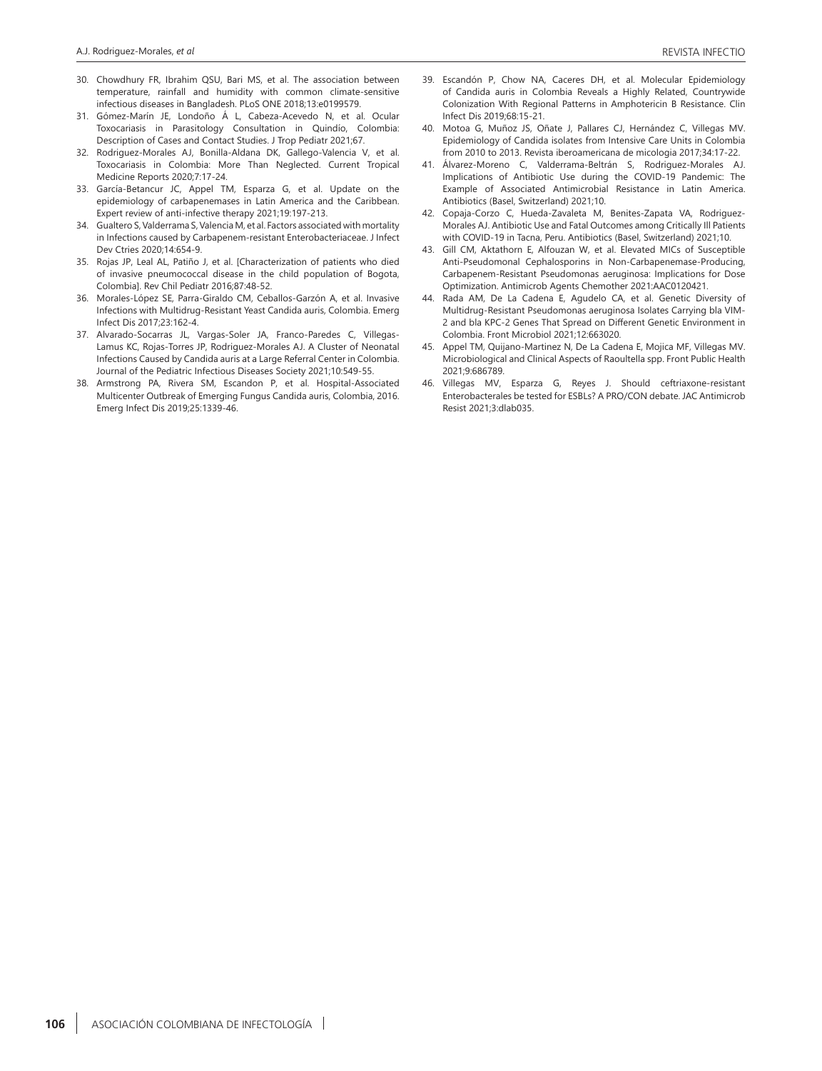30. Chowdhury FR, Ibrahim QSU, Bari MS, et al. The association between temperature, rainfall and humidity with common climate-sensitive infectious diseases in Bangladesh. PLoS ONE 2018;13:e0199579.
31. Gómez-Marín JE, Londoño Á L, Cabeza-Acevedo N, et al. Ocular Toxocariasis in Parasitology Consultation in Quindío, Colombia: Description of Cases and Contact Studies. J Trop Pediatr 2021;67.
32. Rodriguez-Morales AJ, Bonilla-Aldana DK, Gallego-Valencia V, et al. Toxocariasis in Colombia: More Than Neglected. Current Tropical Medicine Reports 2020;7:17-24.
33. García-Betancur JC, Appel TM, Esparza G, et al. Update on the epidemiology of carbapenemases in Latin America and the Caribbean. Expert review of anti-infective therapy 2021;19:197-213.
34. Gualtero S, Valderrama S, Valencia M, et al. Factors associated with mortality in Infections caused by Carbapenem-resistant Enterobacteriaceae. J Infect Dev Ctries 2020;14:654-9.
35. Rojas JP, Leal AL, Patiño J, et al. [Characterization of patients who died of invasive pneumococcal disease in the child population of Bogota, Colombia]. Rev Chil Pediatr 2016;87:48-52.
36. Morales-López SE, Parra-Giraldo CM, Ceballos-Garzón A, et al. Invasive Infections with Multidrug-Resistant Yeast Candida auris, Colombia. Emerg Infect Dis 2017;23:162-4.
37. Alvarado-Socarras JL, Vargas-Soler JA, Franco-Paredes C, Villegas-Lamus KC, Rojas-Torres JP, Rodriguez-Morales AJ. A Cluster of Neonatal Infections Caused by Candida auris at a Large Referral Center in Colombia. Journal of the Pediatric Infectious Diseases Society 2021;10:549-55.
38. Armstrong PA, Rivera SM, Escandon P, et al. Hospital-Associated Multicenter Outbreak of Emerging Fungus Candida auris, Colombia, 2016. Emerg Infect Dis 2019;25:1339-46.
39. Escandón P, Chow NA, Caceres DH, et al. Molecular Epidemiology of Candida auris in Colombia Reveals a Highly Related, Countrywide Colonization With Regional Patterns in Amphotericin B Resistance. Clin Infect Dis 2019;68:15-21.
40. Motoa G, Muñoz JS, Oñate J, Pallares CJ, Hernández C, Villegas MV. Epidemiology of Candida isolates from Intensive Care Units in Colombia from 2010 to 2013. Revista iberoamericana de micologia 2017;34:17-22.
41. Álvarez-Moreno C, Valderrama-Beltrán S, Rodriguez-Morales AJ. Implications of Antibiotic Use during the COVID-19 Pandemic: The Example of Associated Antimicrobial Resistance in Latin America. Antibiotics (Basel, Switzerland) 2021;10.
42. Copaja-Corzo C, Hueda-Zavaleta M, Benites-Zapata VA, Rodriguez-Morales AJ. Antibiotic Use and Fatal Outcomes among Critically Ill Patients with COVID-19 in Tacna, Peru. Antibiotics (Basel, Switzerland) 2021;10.
43. Gill CM, Aktathorn E, Alfouzan W, et al. Elevated MICs of Susceptible Anti-Pseudomonal Cephalosporins in Non-Carbapenemase-Producing, Carbapenem-Resistant Pseudomonas aeruginosa: Implications for Dose Optimization. Antimicrob Agents Chemother 2021:AAC0120421.
44. Rada AM, De La Cadena E, Agudelo CA, et al. Genetic Diversity of Multidrug-Resistant Pseudomonas aeruginosa Isolates Carrying bla VIM-2 and bla KPC-2 Genes That Spread on Different Genetic Environment in Colombia. Front Microbiol 2021;12:663020.
45. Appel TM, Quijano-Martinez N, De La Cadena E, Mojica MF, Villegas MV. Microbiological and Clinical Aspects of Raoultella spp. Front Public Health 2021;9:686789.
46. Villegas MV, Esparza G, Reyes J. Should ceftriaxone-resistant Enterobacterales be tested for ESBLs? A PRO/CON debate. JAC Antimicrob Resist 2021;3:dlab035.